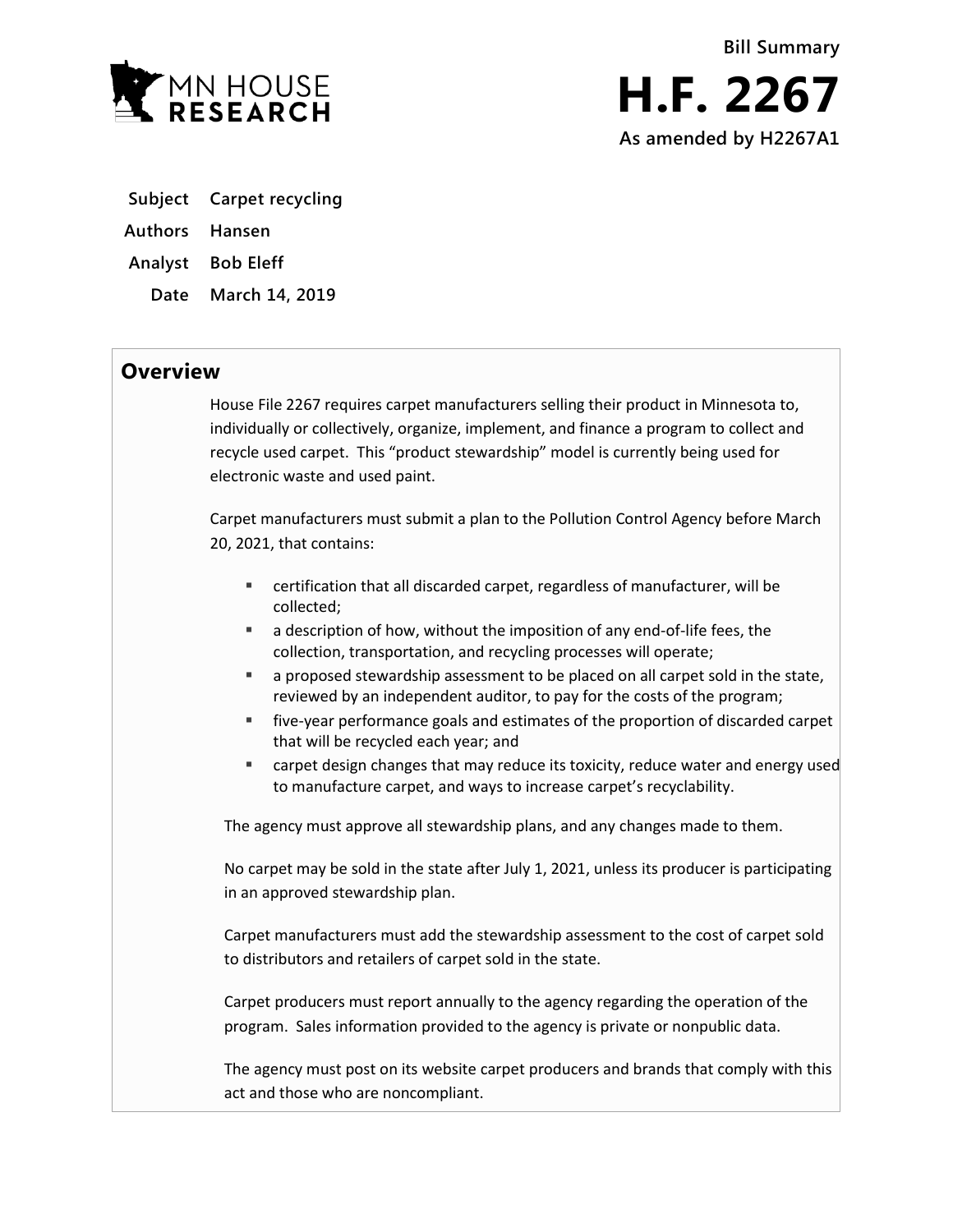MN HOUSE RESEARCH

Bill Summary

# H.F. 2267

**As amended by H2267A1**

**Subject** Carpet recycling

**Authors** Hansen

**Analyst** Bob Eleff

**Date** March 14, 2019

## Overview

House File 2267 requires carpet manufacturers selling their product in Minnesota to, individually or collectively, organize, implement, and finance a program to collect and recycle used carpet. This "product stewardship" model is currently being used for electronic waste and used paint.

Carpet manufacturers must submit a plan to the Pollution Control Agency before March 20, 2021, that contains:

- certification that all discarded carpet, regardless of manufacturer, will be collected;
- a description of how, without the imposition of any end-of-life fees, the collection, transportation, and recycling processes will operate;
- a proposed stewardship assessment to be placed on all carpet sold in the state, reviewed by an independent auditor, to pay for the costs of the program;
- five-year performance goals and estimates of the proportion of discarded carpet that will be recycled each year; and
- carpet design changes that may reduce its toxicity, reduce water and energy used to manufacture carpet, and ways to increase carpet's recyclability.

The agency must approve all stewardship plans, and any changes made to them.

No carpet may be sold in the state after July 1, 2021, unless its producer is participating in an approved stewardship plan.

Carpet manufacturers must add the stewardship assessment to the cost of carpet sold to distributors and retailers of carpet sold in the state.

Carpet producers must report annually to the agency regarding the operation of the program. Sales information provided to the agency is private or nonpublic data.

The agency must post on its website carpet producers and brands that comply with this act and those who are noncompliant.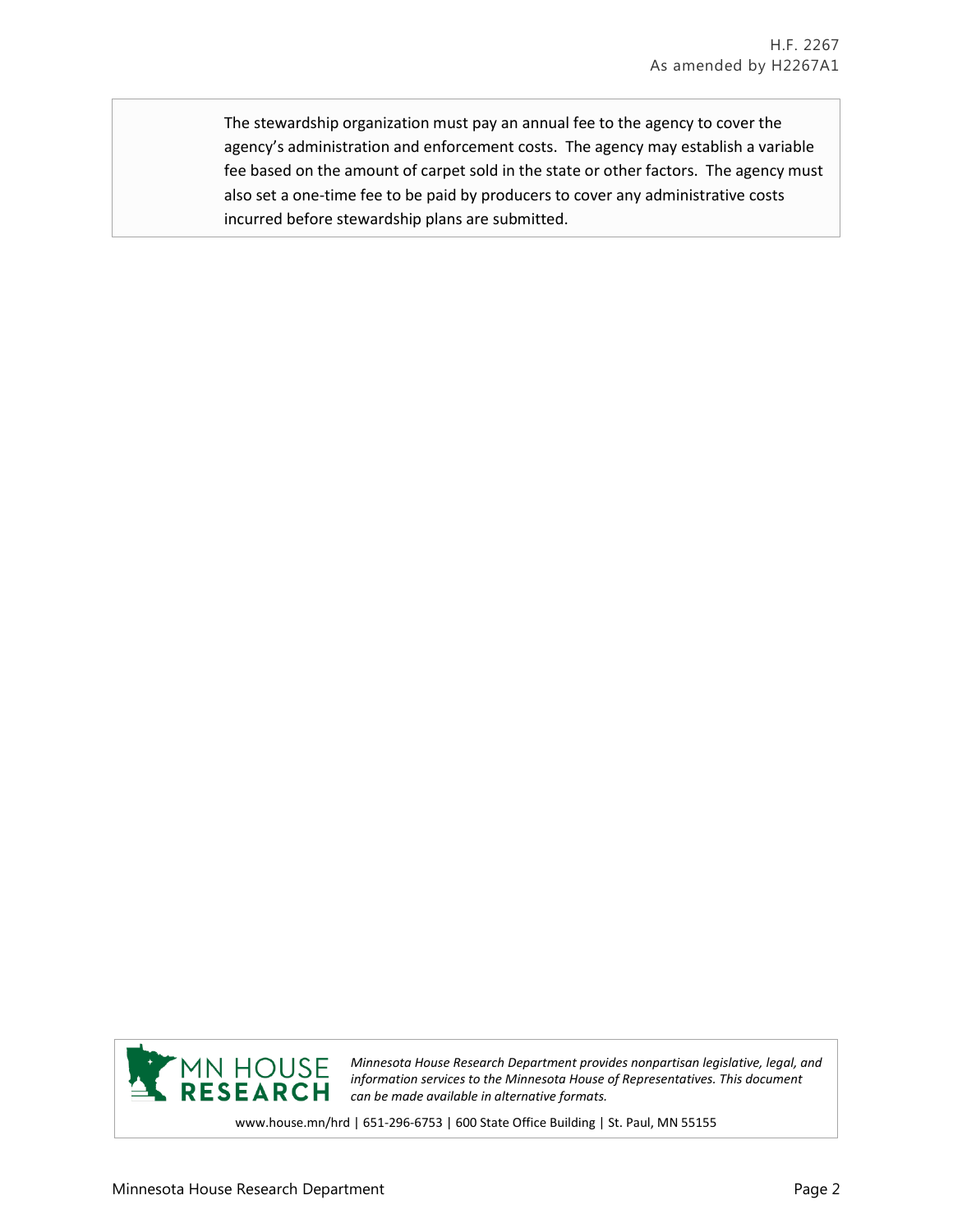The stewardship organization must pay an annual fee to the agency to cover the agency's administration and enforcement costs. The agency may establish a variable fee based on the amount of carpet sold in the state or other factors. The agency must also set a one-time fee to be paid by producers to cover any administrative costs incurred before stewardship plans are submitted.

*Minnesota House Research Department provides nonpartisan legislative, legal, and information services to the Minnesota House of Representatives. This document can be made available in alternative formats.*

www.house.mn/hrd | 651-296-6753 | 600 State Office Building | St. Paul, MN 55155